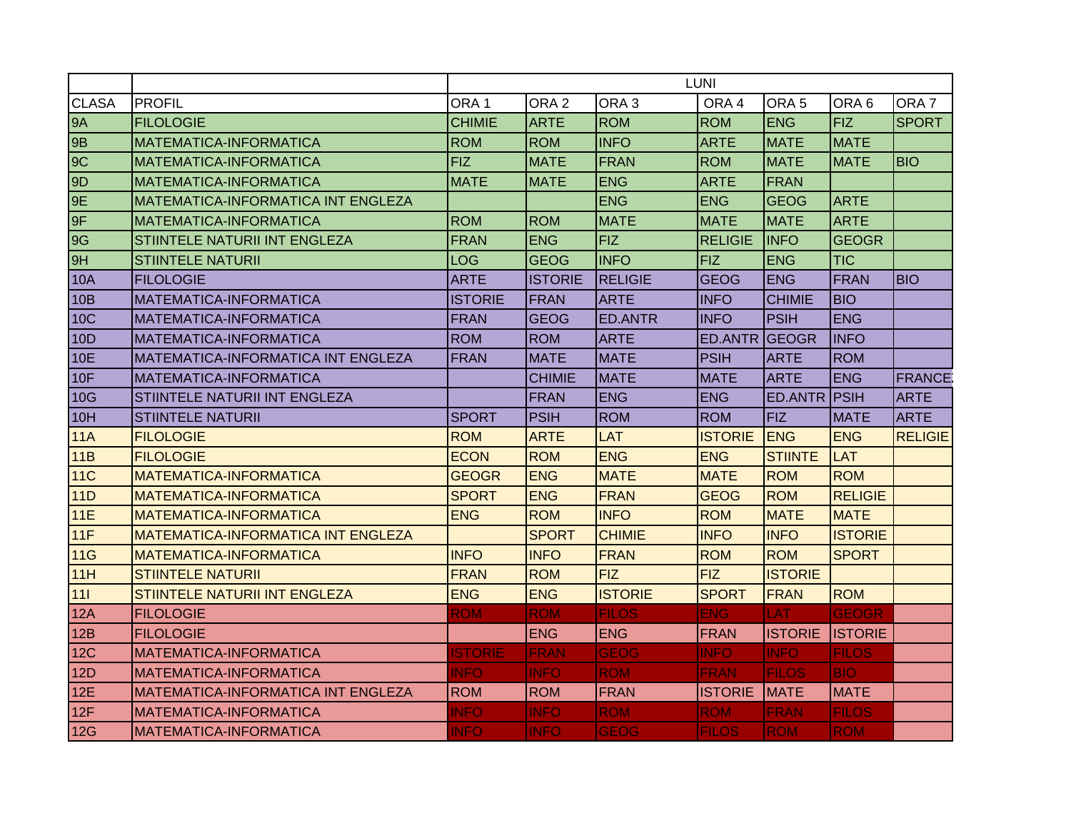| | | LUNI | | | | | | |
|---|---|---|---|---|---|---|---|---|
| CLASA | PROFIL | ORA 1 | ORA 2 | ORA 3 | ORA 4 | ORA 5 | ORA 6 | ORA 7 |
| 9A | FILOLOGIE | CHIMIE | ARTE | ROM | ROM | ENG | FIZ | SPORT |
| 9B | MATEMATICA-INFORMATICA | ROM | ROM | INFO | ARTE | MATE | MATE | |
| 9C | MATEMATICA-INFORMATICA | FIZ | MATE | FRAN | ROM | MATE | MATE | BIO |
| 9D | MATEMATICA-INFORMATICA | MATE | MATE | ENG | ARTE | FRAN | | |
| 9E | MATEMATICA-INFORMATICA INT ENGLEZA | | | ENG | ENG | GEOG | ARTE | |
| 9F | MATEMATICA-INFORMATICA | ROM | ROM | MATE | MATE | MATE | ARTE | |
| 9G | STIINTELE NATURII INT ENGLEZA | FRAN | ENG | FIZ | RELIGIE | INFO | GEOGR | |
| 9H | STIINTELE NATURII | LOG | GEOG | INFO | FIZ | ENG | TIC | |
| 10A | FILOLOGIE | ARTE | ISTORIE | RELIGIE | GEOG | ENG | FRAN | BIO |
| 10B | MATEMATICA-INFORMATICA | ISTORIE | FRAN | ARTE | INFO | CHIMIE | BIO | |
| 10C | MATEMATICA-INFORMATICA | FRAN | GEOG | ED.ANTR | INFO | PSIH | ENG | |
| 10D | MATEMATICA-INFORMATICA | ROM | ROM | ARTE | ED.ANTR | GEOGR | INFO | |
| 10E | MATEMATICA-INFORMATICA INT ENGLEZA | FRAN | MATE | MATE | PSIH | ARTE | ROM | |
| 10F | MATEMATICA-INFORMATICA | | CHIMIE | MATE | MATE | ARTE | ENG | FRANCE |
| 10G | STIINTELE NATURII INT ENGLEZA | | FRAN | ENG | ENG | ED.ANTR | PSIH | ARTE |
| 10H | STIINTELE NATURII | SPORT | PSIH | ROM | ROM | FIZ | MATE | ARTE |
| 11A | FILOLOGIE | ROM | ARTE | LAT | ISTORIE | ENG | ENG | RELIGIE |
| 11B | FILOLOGIE | ECON | ROM | ENG | ENG | STIINTE | LAT | |
| 11C | MATEMATICA-INFORMATICA | GEOGR | ENG | MATE | MATE | ROM | ROM | |
| 11D | MATEMATICA-INFORMATICA | SPORT | ENG | FRAN | GEOG | ROM | RELIGIE | |
| 11E | MATEMATICA-INFORMATICA | ENG | ROM | INFO | ROM | MATE | MATE | |
| 11F | MATEMATICA-INFORMATICA INT ENGLEZA | | SPORT | CHIMIE | INFO | INFO | ISTORIE | |
| 11G | MATEMATICA-INFORMATICA | INFO | INFO | FRAN | ROM | ROM | SPORT | |
| 11H | STIINTELE NATURII | FRAN | ROM | FIZ | FIZ | ISTORIE | | |
| 11I | STIINTELE NATURII INT ENGLEZA | ENG | ENG | ISTORIE | SPORT | FRAN | ROM | |
| 12A | FILOLOGIE | ROM | ROM | FILOS | ENG | LAT | GEOGR | |
| 12B | FILOLOGIE | | ENG | ENG | FRAN | ISTORIE | ISTORIE | |
| 12C | MATEMATICA-INFORMATICA | ISTORIE | FRAN | GEOG | INFO | INFO | FILOS | |
| 12D | MATEMATICA-INFORMATICA | INFO | INFO | ROM | FRAN | FILOS | BIO | |
| 12E | MATEMATICA-INFORMATICA INT ENGLEZA | ROM | ROM | FRAN | ISTORIE | MATE | MATE | |
| 12F | MATEMATICA-INFORMATICA | INFO | INFO | ROM | ROM | FRAN | FILOS | |
| 12G | MATEMATICA-INFORMATICA | INFO | INFO | GEOG | FILOS | ROM | ROM | |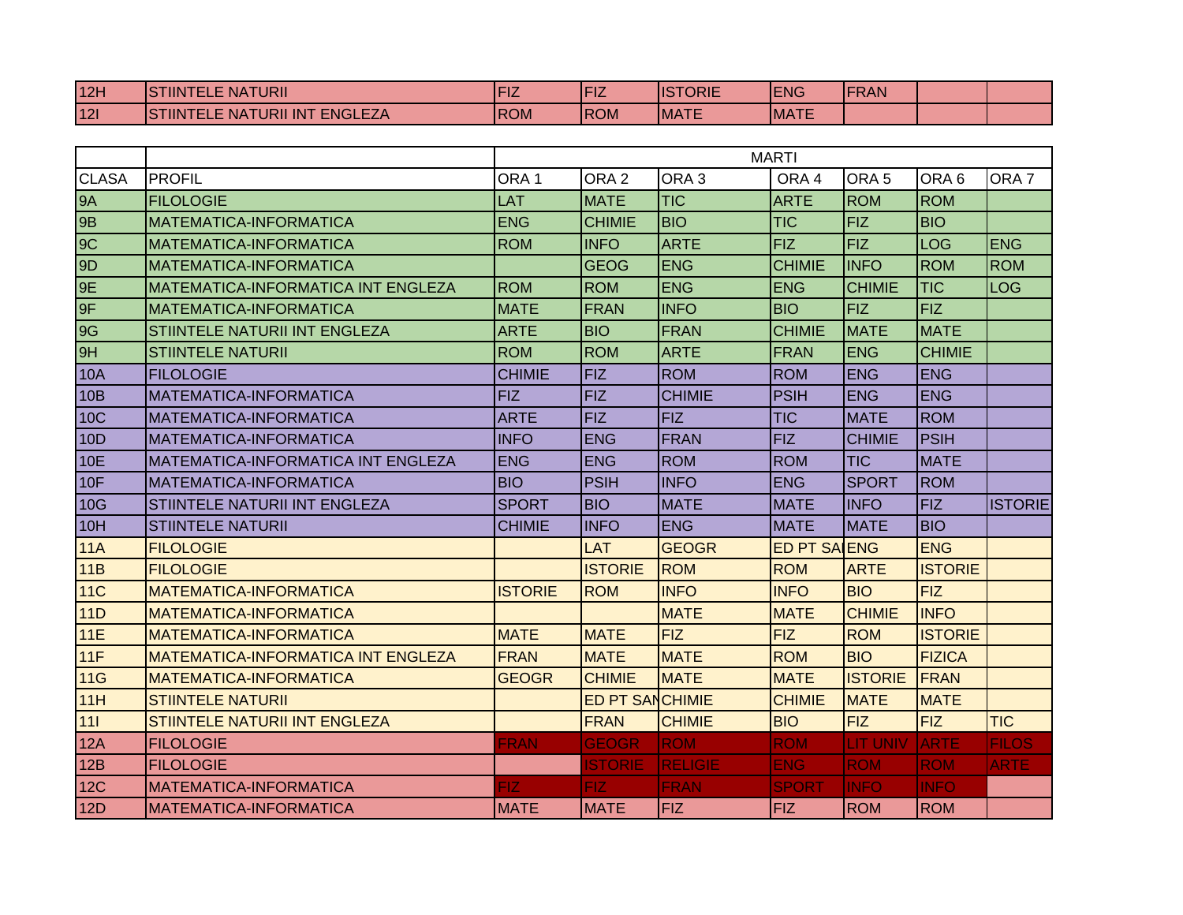| 12H | STIINTELE NATURII | FIZ | FIZ | ISTORIE | ENG | FRAN | | |
|---|---|---|---|---|---|---|---|---|
| 12I | STIINTELE NATURII INT ENGLEZA | ROM | ROM | MATE | MATE | | | |

| | | MARTI | | | | | | |
|---|---|---|---|---|---|---|---|---|
| CLASA | PROFIL | ORA 1 | ORA 2 | ORA 3 | ORA 4 | ORA 5 | ORA 6 | ORA 7 |
| 9A | FILOLOGIE | LAT | MATE | TIC | ARTE | ROM | ROM | |
| 9B | MATEMATICA-INFORMATICA | ENG | CHIMIE | BIO | TIC | FIZ | BIO | |
| 9C | MATEMATICA-INFORMATICA | ROM | INFO | ARTE | FIZ | FIZ | LOG | ENG |
| 9D | MATEMATICA-INFORMATICA | | GEOG | ENG | CHIMIE | INFO | ROM | ROM |
| 9E | MATEMATICA-INFORMATICA INT ENGLEZA | ROM | ROM | ENG | ENG | CHIMIE | TIC | LOG |
| 9F | MATEMATICA-INFORMATICA | MATE | FRAN | INFO | BIO | FIZ | FIZ | |
| 9G | STIINTELE NATURII INT ENGLEZA | ARTE | BIO | FRAN | CHIMIE | MATE | MATE | |
| 9H | STIINTELE NATURII | ROM | ROM | ARTE | FRAN | ENG | CHIMIE | |
| 10A | FILOLOGIE | CHIMIE | FIZ | ROM | ROM | ENG | ENG | |
| 10B | MATEMATICA-INFORMATICA | FIZ | FIZ | CHIMIE | PSIH | ENG | ENG | |
| 10C | MATEMATICA-INFORMATICA | ARTE | FIZ | FIZ | TIC | MATE | ROM | |
| 10D | MATEMATICA-INFORMATICA | INFO | ENG | FRAN | FIZ | CHIMIE | PSIH | |
| 10E | MATEMATICA-INFORMATICA INT ENGLEZA | ENG | ENG | ROM | ROM | TIC | MATE | |
| 10F | MATEMATICA-INFORMATICA | BIO | PSIH | INFO | ENG | SPORT | ROM | |
| 10G | STIINTELE NATURII INT ENGLEZA | SPORT | BIO | MATE | MATE | INFO | FIZ | ISTORIE |
| 10H | STIINTELE NATURII | CHIMIE | INFO | ENG | MATE | MATE | BIO | |
| 11A | FILOLOGIE | | LAT | GEOGR | ED PT SA | ENG | ENG | |
| 11B | FILOLOGIE | | ISTORIE | ROM | ROM | ARTE | ISTORIE | |
| 11C | MATEMATICA-INFORMATICA | ISTORIE | ROM | INFO | INFO | BIO | FIZ | |
| 11D | MATEMATICA-INFORMATICA | | | MATE | MATE | CHIMIE | INFO | |
| 11E | MATEMATICA-INFORMATICA | MATE | MATE | FIZ | FIZ | ROM | ISTORIE | |
| 11F | MATEMATICA-INFORMATICA INT ENGLEZA | FRAN | MATE | MATE | ROM | BIO | FIZICA | |
| 11G | MATEMATICA-INFORMATICA | GEOGR | CHIMIE | MATE | MATE | ISTORIE | FRAN | |
| 11H | STIINTELE NATURII | | ED PT SAN | CHIMIE | CHIMIE | MATE | MATE | |
| 11I | STIINTELE NATURII INT ENGLEZA | | FRAN | CHIMIE | BIO | FIZ | FIZ | TIC |
| 12A | FILOLOGIE | FRAN | GEOGR | ROM | ROM | LIT UNIV | ARTE | FILOS |
| 12B | FILOLOGIE | | ISTORIE | RELIGIE | ENG | ROM | ROM | ARTE |
| 12C | MATEMATICA-INFORMATICA | FIZ | FIZ | FRAN | SPORT | INFO | INFO | |
| 12D | MATEMATICA-INFORMATICA | MATE | MATE | FIZ | FIZ | ROM | ROM | |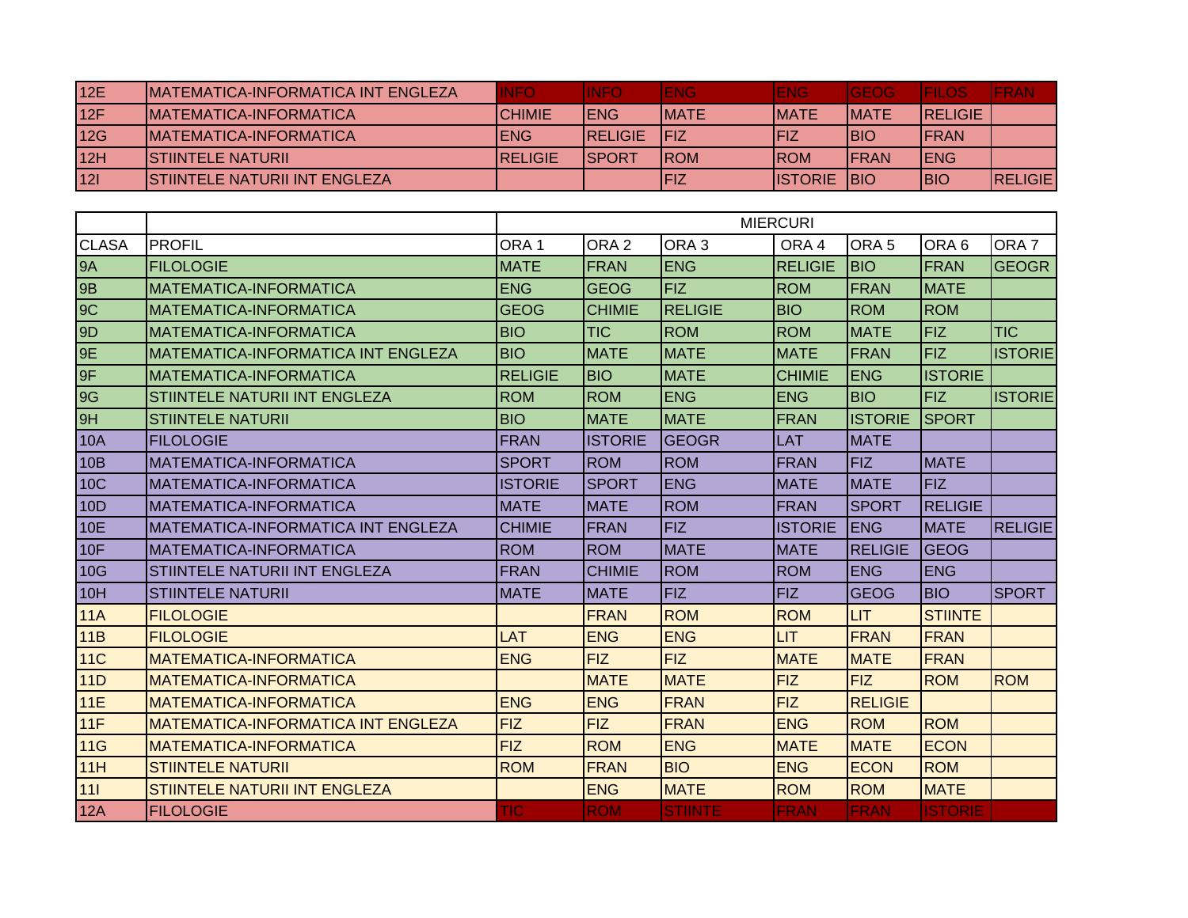| 12E | MATEMATICA-INFORMATICA INT ENGLEZA | INFO | INFO | ENG | ENG | GEOG | FILOS | FRAN |
|---|---|---|---|---|---|---|---|---|
| 12F | MATEMATICA-INFORMATICA | CHIMIE | ENG | MATE | MATE | MATE | RELIGIE | |
| 12G | MATEMATICA-INFORMATICA | ENG | RELIGIE | FIZ | FIZ | BIO | FRAN | |
| 12H | STIINTELE NATURII | RELIGIE | SPORT | ROM | ROM | FRAN | ENG | |
| 12I | STIINTELE NATURII INT ENGLEZA | | | FIZ | ISTORIE | BIO | BIO | RELIGIE |

| | | MIERCURI | | | | | | |
|---|---|---|---|---|---|---|---|---|
| CLASA | PROFIL | ORA 1 | ORA 2 | ORA 3 | ORA 4 | ORA 5 | ORA 6 | ORA 7 |
| 9A | FILOLOGIE | MATE | FRAN | ENG | RELIGIE | BIO | FRAN | GEOGR |
| 9B | MATEMATICA-INFORMATICA | ENG | GEOG | FIZ | ROM | FRAN | MATE | |
| 9C | MATEMATICA-INFORMATICA | GEOG | CHIMIE | RELIGIE | BIO | ROM | ROM | |
| 9D | MATEMATICA-INFORMATICA | BIO | TIC | ROM | ROM | MATE | FIZ | TIC |
| 9E | MATEMATICA-INFORMATICA INT ENGLEZA | BIO | MATE | MATE | MATE | FRAN | FIZ | ISTORIE |
| 9F | MATEMATICA-INFORMATICA | RELIGIE | BIO | MATE | CHIMIE | ENG | ISTORIE | |
| 9G | STIINTELE NATURII INT ENGLEZA | ROM | ROM | ENG | ENG | BIO | FIZ | ISTORIE |
| 9H | STIINTELE NATURII | BIO | MATE | MATE | FRAN | ISTORIE | SPORT | |
| 10A | FILOLOGIE | FRAN | ISTORIE | GEOGR | LAT | MATE | | |
| 10B | MATEMATICA-INFORMATICA | SPORT | ROM | ROM | FRAN | FIZ | MATE | |
| 10C | MATEMATICA-INFORMATICA | ISTORIE | SPORT | ENG | MATE | MATE | FIZ | |
| 10D | MATEMATICA-INFORMATICA | MATE | MATE | ROM | FRAN | SPORT | RELIGIE | |
| 10E | MATEMATICA-INFORMATICA INT ENGLEZA | CHIMIE | FRAN | FIZ | ISTORIE | ENG | MATE | RELIGIE |
| 10F | MATEMATICA-INFORMATICA | ROM | ROM | MATE | MATE | RELIGIE | GEOG | |
| 10G | STIINTELE NATURII INT ENGLEZA | FRAN | CHIMIE | ROM | ROM | ENG | ENG | |
| 10H | STIINTELE NATURII | MATE | MATE | FIZ | FIZ | GEOG | BIO | SPORT |
| 11A | FILOLOGIE | | FRAN | ROM | ROM | LIT | STIINTE | |
| 11B | FILOLOGIE | LAT | ENG | ENG | LIT | FRAN | FRAN | |
| 11C | MATEMATICA-INFORMATICA | ENG | FIZ | FIZ | MATE | MATE | FRAN | |
| 11D | MATEMATICA-INFORMATICA | | MATE | MATE | FIZ | FIZ | ROM | ROM |
| 11E | MATEMATICA-INFORMATICA | ENG | ENG | FRAN | FIZ | RELIGIE | | |
| 11F | MATEMATICA-INFORMATICA INT ENGLEZA | FIZ | FIZ | FRAN | ENG | ROM | ROM | |
| 11G | MATEMATICA-INFORMATICA | FIZ | ROM | ENG | MATE | MATE | ECON | |
| 11H | STIINTELE NATURII | ROM | FRAN | BIO | ENG | ECON | ROM | |
| 11I | STIINTELE NATURII INT ENGLEZA | | ENG | MATE | ROM | ROM | MATE | |
| 12A | FILOLOGIE | TIC | ROM | STIINTE | FRAN | FRAN | ISTORIE | |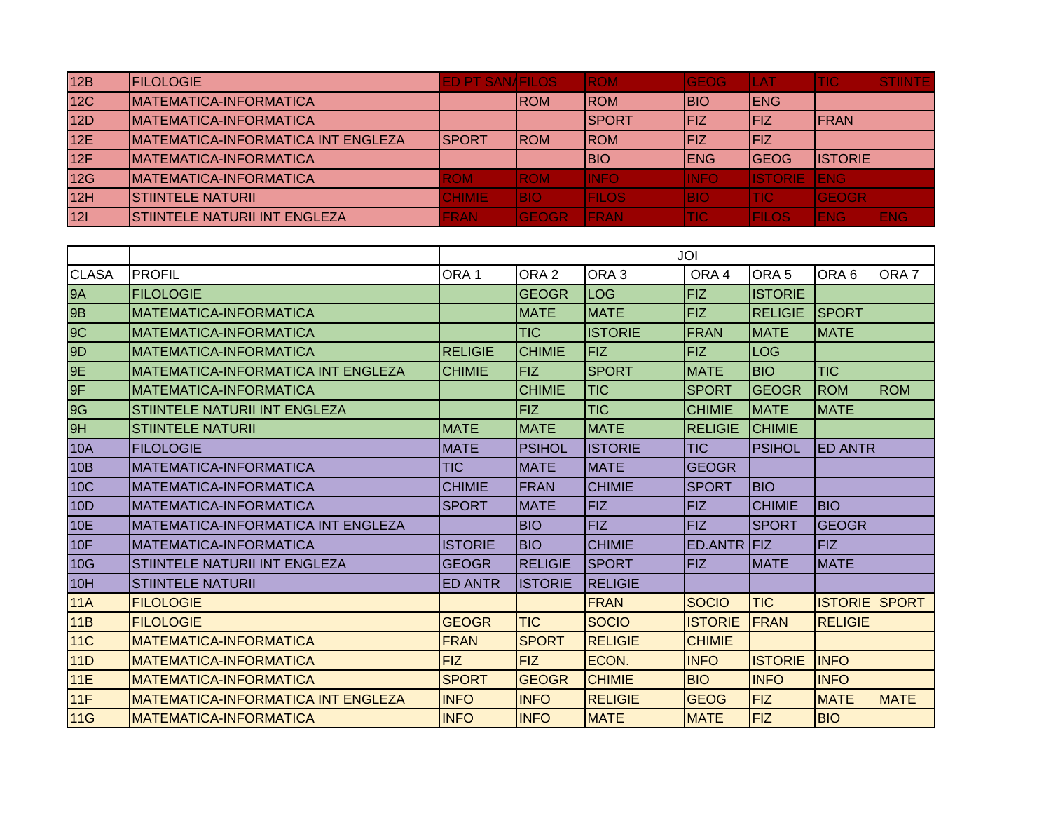| 12B | FILOLOGIE | ED PT SANA | FILOS | ROM | GEOG | LAT | TIC | STIINTE |
|---|---|---|---|---|---|---|---|---|
| 12C | MATEMATICA-INFORMATICA | | ROM | ROM | BIO | ENG | | |
| 12D | MATEMATICA-INFORMATICA | | | SPORT | FIZ | FIZ | FRAN | |
| 12E | MATEMATICA-INFORMATICA INT ENGLEZA | SPORT | ROM | ROM | FIZ | FIZ | | |
| 12F | MATEMATICA-INFORMATICA | | | BIO | ENG | GEOG | ISTORIE | |
| 12G | MATEMATICA-INFORMATICA | ROM | ROM | INFO | INFO | ISTORIE | ENG | |
| 12H | STIINTELE NATURII | CHIMIE | BIO | FILOS | BIO | TIC | GEOGR | |
| 12I | STIINTELE NATURII INT ENGLEZA | FRAN | GEOGR | FRAN | TIC | FILOS | ENG | ENG |

| | | JOI | | | | | | |
|---|---|---|---|---|---|---|---|---|
| CLASA | PROFIL | ORA 1 | ORA 2 | ORA 3 | ORA 4 | ORA 5 | ORA 6 | ORA 7 |
| 9A | FILOLOGIE | | GEOGR | LOG | FIZ | ISTORIE | | |
| 9B | MATEMATICA-INFORMATICA | | MATE | MATE | FIZ | RELIGIE | SPORT | |
| 9C | MATEMATICA-INFORMATICA | | TIC | ISTORIE | FRAN | MATE | MATE | |
| 9D | MATEMATICA-INFORMATICA | RELIGIE | CHIMIE | FIZ | FIZ | LOG | | |
| 9E | MATEMATICA-INFORMATICA INT ENGLEZA | CHIMIE | FIZ | SPORT | MATE | BIO | TIC | |
| 9F | MATEMATICA-INFORMATICA | | CHIMIE | TIC | SPORT | GEOGR | ROM | ROM |
| 9G | STIINTELE NATURII INT ENGLEZA | | FIZ | TIC | CHIMIE | MATE | MATE | |
| 9H | STIINTELE NATURII | MATE | MATE | MATE | RELIGIE | CHIMIE | | |
| 10A | FILOLOGIE | MATE | PSIHOL | ISTORIE | TIC | PSIHOL | ED ANTR | |
| 10B | MATEMATICA-INFORMATICA | TIC | MATE | MATE | GEOGR | | | |
| 10C | MATEMATICA-INFORMATICA | CHIMIE | FRAN | CHIMIE | SPORT | BIO | | |
| 10D | MATEMATICA-INFORMATICA | SPORT | MATE | FIZ | FIZ | CHIMIE | BIO | |
| 10E | MATEMATICA-INFORMATICA INT ENGLEZA | | BIO | FIZ | FIZ | SPORT | GEOGR | |
| 10F | MATEMATICA-INFORMATICA | ISTORIE | BIO | CHIMIE | ED.ANTR | FIZ | FIZ | |
| 10G | STIINTELE NATURII INT ENGLEZA | GEOGR | RELIGIE | SPORT | FIZ | MATE | MATE | |
| 10H | STIINTELE NATURII | ED ANTR | ISTORIE | RELIGIE | | | | |
| 11A | FILOLOGIE | | | FRAN | SOCIO | TIC | ISTORIE | SPORT |
| 11B | FILOLOGIE | GEOGR | TIC | SOCIO | ISTORIE | FRAN | RELIGIE | |
| 11C | MATEMATICA-INFORMATICA | FRAN | SPORT | RELIGIE | CHIMIE | | | |
| 11D | MATEMATICA-INFORMATICA | FIZ | FIZ | ECON. | INFO | ISTORIE | INFO | |
| 11E | MATEMATICA-INFORMATICA | SPORT | GEOGR | CHIMIE | BIO | INFO | INFO | |
| 11F | MATEMATICA-INFORMATICA INT ENGLEZA | INFO | INFO | RELIGIE | GEOG | FIZ | MATE | MATE |
| 11G | MATEMATICA-INFORMATICA | INFO | INFO | MATE | MATE | FIZ | BIO | |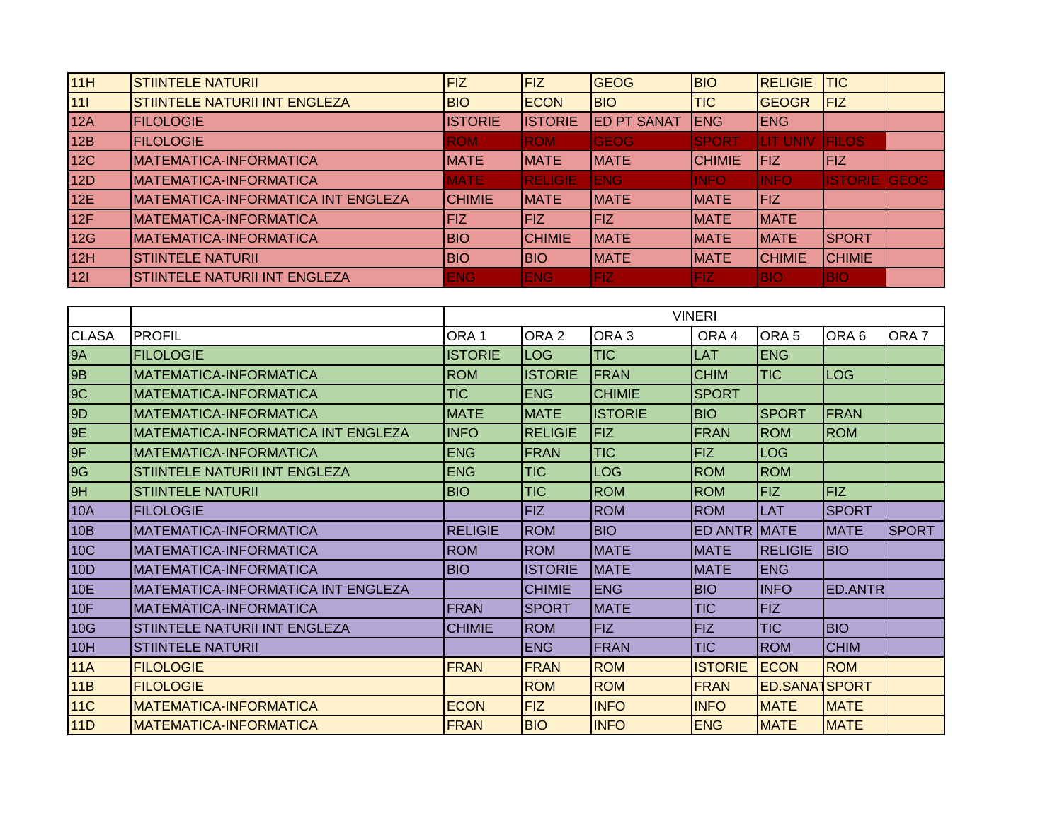| | | | | | | | | |
|---|---|---|---|---|---|---|---|---|
| 11H | STIINTELE NATURII | FIZ | FIZ | GEOG | BIO | RELIGIE | TIC | |
| 11I | STIINTELE NATURII INT ENGLEZA | BIO | ECON | BIO | TIC | GEOGR | FIZ | |
| 12A | FILOLOGIE | ISTORIE | ISTORIE | ED PT SANAT | ENG | ENG | | |
| 12B | FILOLOGIE | ROM | ROM | GEOG | SPORT | LIT UNIV | FILOS | |
| 12C | MATEMATICA-INFORMATICA | MATE | MATE | MATE | CHIMIE | FIZ | FIZ | |
| 12D | MATEMATICA-INFORMATICA | MATE | RELIGIE | ENG | INFO | INFO | ISTORIE | GEOG |
| 12E | MATEMATICA-INFORMATICA INT ENGLEZA | CHIMIE | MATE | MATE | MATE | FIZ | | |
| 12F | MATEMATICA-INFORMATICA | FIZ | FIZ | FIZ | MATE | MATE | | |
| 12G | MATEMATICA-INFORMATICA | BIO | CHIMIE | MATE | MATE | MATE | SPORT | |
| 12H | STIINTELE NATURII | BIO | BIO | MATE | MATE | CHIMIE | CHIMIE | |
| 12I | STIINTELE NATURII INT ENGLEZA | ENG | ENG | FIZ | FIZ | BIO | BIO | |

| | | VINERI | | | | | | |
|---|---|---|---|---|---|---|---|---|
| CLASA | PROFIL | ORA 1 | ORA 2 | ORA 3 | ORA 4 | ORA 5 | ORA 6 | ORA 7 |
| 9A | FILOLOGIE | ISTORIE | LOG | TIC | LAT | ENG | | |
| 9B | MATEMATICA-INFORMATICA | ROM | ISTORIE | FRAN | CHIM | TIC | LOG | |
| 9C | MATEMATICA-INFORMATICA | TIC | ENG | CHIMIE | SPORT | | | |
| 9D | MATEMATICA-INFORMATICA | MATE | MATE | ISTORIE | BIO | SPORT | FRAN | |
| 9E | MATEMATICA-INFORMATICA INT ENGLEZA | INFO | RELIGIE | FIZ | FRAN | ROM | ROM | |
| 9F | MATEMATICA-INFORMATICA | ENG | FRAN | TIC | FIZ | LOG | | |
| 9G | STIINTELE NATURII INT ENGLEZA | ENG | TIC | LOG | ROM | ROM | | |
| 9H | STIINTELE NATURII | BIO | TIC | ROM | ROM | FIZ | FIZ | |
| 10A | FILOLOGIE | | FIZ | ROM | ROM | LAT | SPORT | |
| 10B | MATEMATICA-INFORMATICA | RELIGIE | ROM | BIO | ED ANTR | MATE | MATE | SPORT |
| 10C | MATEMATICA-INFORMATICA | ROM | ROM | MATE | MATE | RELIGIE | BIO | |
| 10D | MATEMATICA-INFORMATICA | BIO | ISTORIE | MATE | MATE | ENG | | |
| 10E | MATEMATICA-INFORMATICA INT ENGLEZA | | CHIMIE | ENG | BIO | INFO | ED.ANTR | |
| 10F | MATEMATICA-INFORMATICA | FRAN | SPORT | MATE | TIC | FIZ | | |
| 10G | STIINTELE NATURII INT ENGLEZA | CHIMIE | ROM | FIZ | FIZ | TIC | BIO | |
| 10H | STIINTELE NATURII | | ENG | FRAN | TIC | ROM | CHIM | |
| 11A | FILOLOGIE | FRAN | FRAN | ROM | ISTORIE | ECON | ROM | |
| 11B | FILOLOGIE | | ROM | ROM | FRAN | ED.SANAT | SPORT | |
| 11C | MATEMATICA-INFORMATICA | ECON | FIZ | INFO | INFO | MATE | MATE | |
| 11D | MATEMATICA-INFORMATICA | FRAN | BIO | INFO | ENG | MATE | MATE | |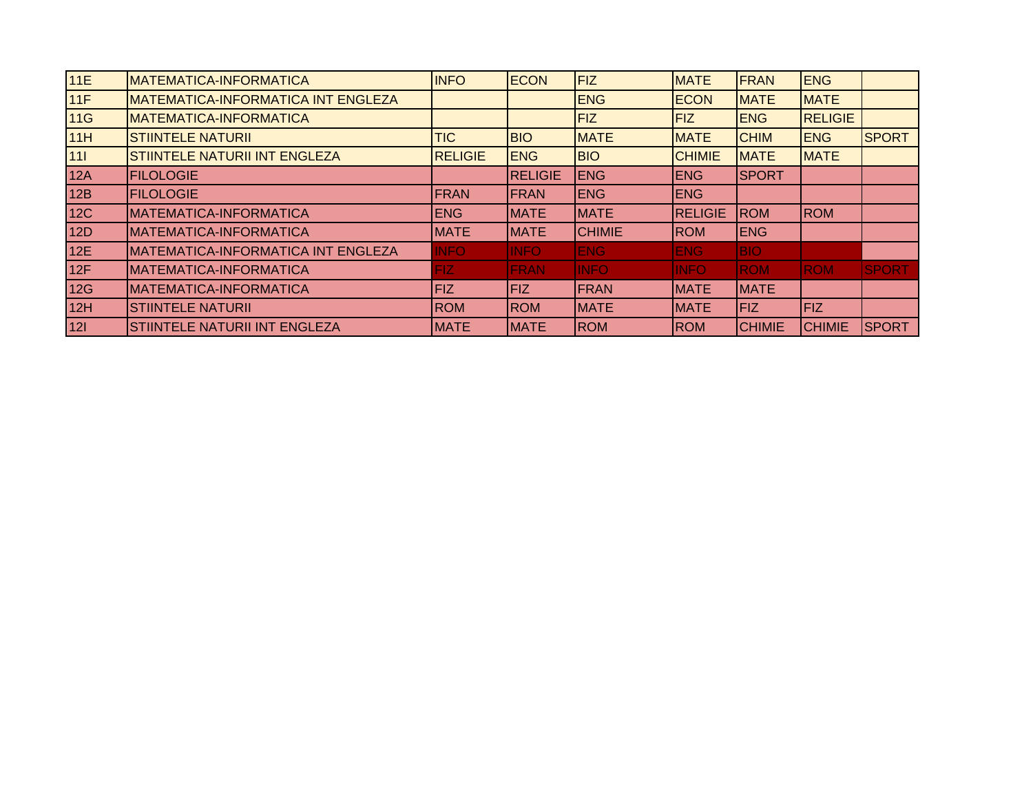| | | | | | | | | |
|---|---|---|---|---|---|---|---|---|
| 11E | MATEMATICA-INFORMATICA | INFO | ECON | FIZ | MATE | FRAN | ENG | |
| 11F | MATEMATICA-INFORMATICA INT ENGLEZA | | | ENG | ECON | MATE | MATE | |
| 11G | MATEMATICA-INFORMATICA | | | FIZ | FIZ | ENG | RELIGIE | |
| 11H | STIINTELE NATURII | TIC | BIO | MATE | MATE | CHIM | ENG | SPORT |
| 11I | STIINTELE NATURII INT ENGLEZA | RELIGIE | ENG | BIO | CHIMIE | MATE | MATE | |
| 12A | FILOLOGIE | | RELIGIE | ENG | ENG | SPORT | | |
| 12B | FILOLOGIE | FRAN | FRAN | ENG | ENG | | | |
| 12C | MATEMATICA-INFORMATICA | ENG | MATE | MATE | RELIGIE | ROM | ROM | |
| 12D | MATEMATICA-INFORMATICA | MATE | MATE | CHIMIE | ROM | ENG | | |
| 12E | MATEMATICA-INFORMATICA INT ENGLEZA | INFO | INFO | ENG | ENG | BIO | | |
| 12F | MATEMATICA-INFORMATICA | FIZ | FRAN | INFO | INFO | ROM | ROM | SPORT |
| 12G | MATEMATICA-INFORMATICA | FIZ | FIZ | FRAN | MATE | MATE | | |
| 12H | STIINTELE NATURII | ROM | ROM | MATE | MATE | FIZ | FIZ | |
| 12I | STIINTELE NATURII INT ENGLEZA | MATE | MATE | ROM | ROM | CHIMIE | CHIMIE | SPORT |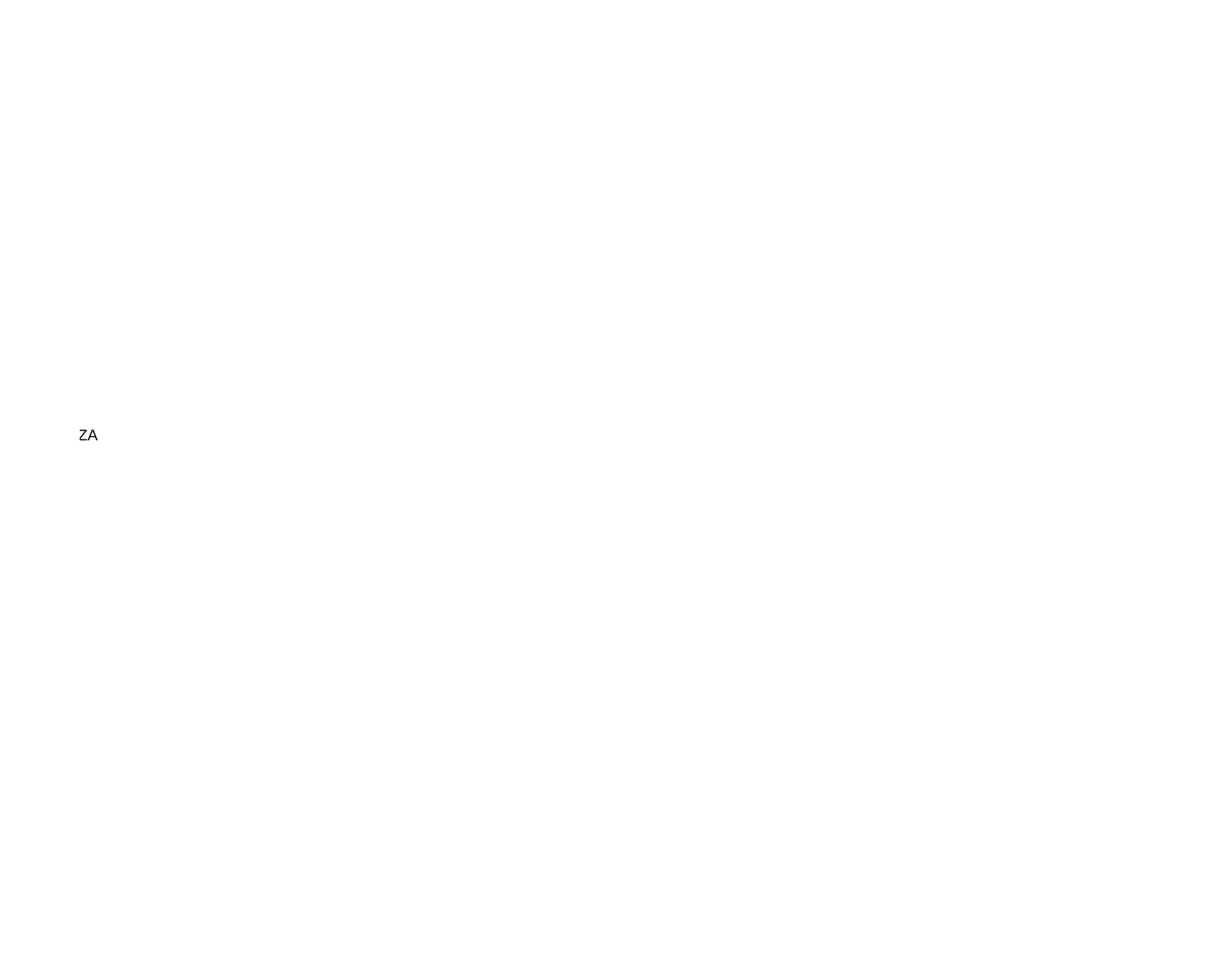ZA